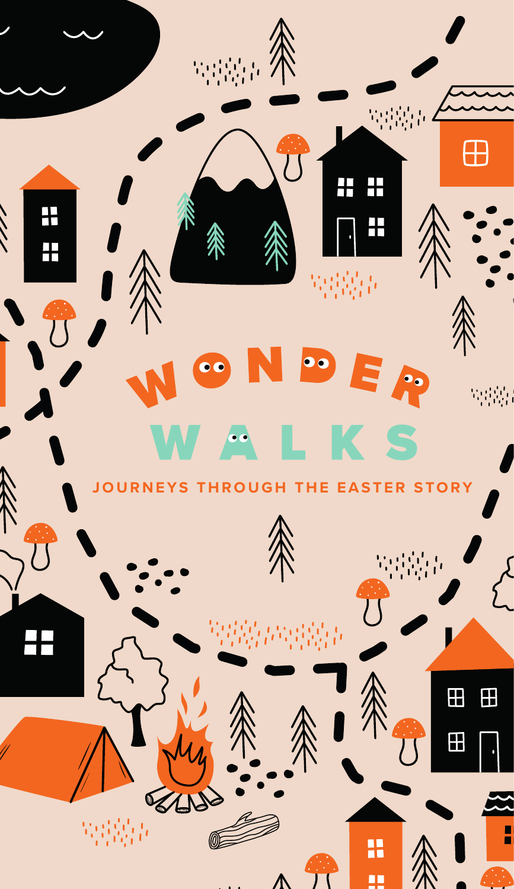# WONDER WALKS

JOURNEYS THROUGH THE EASTER STORY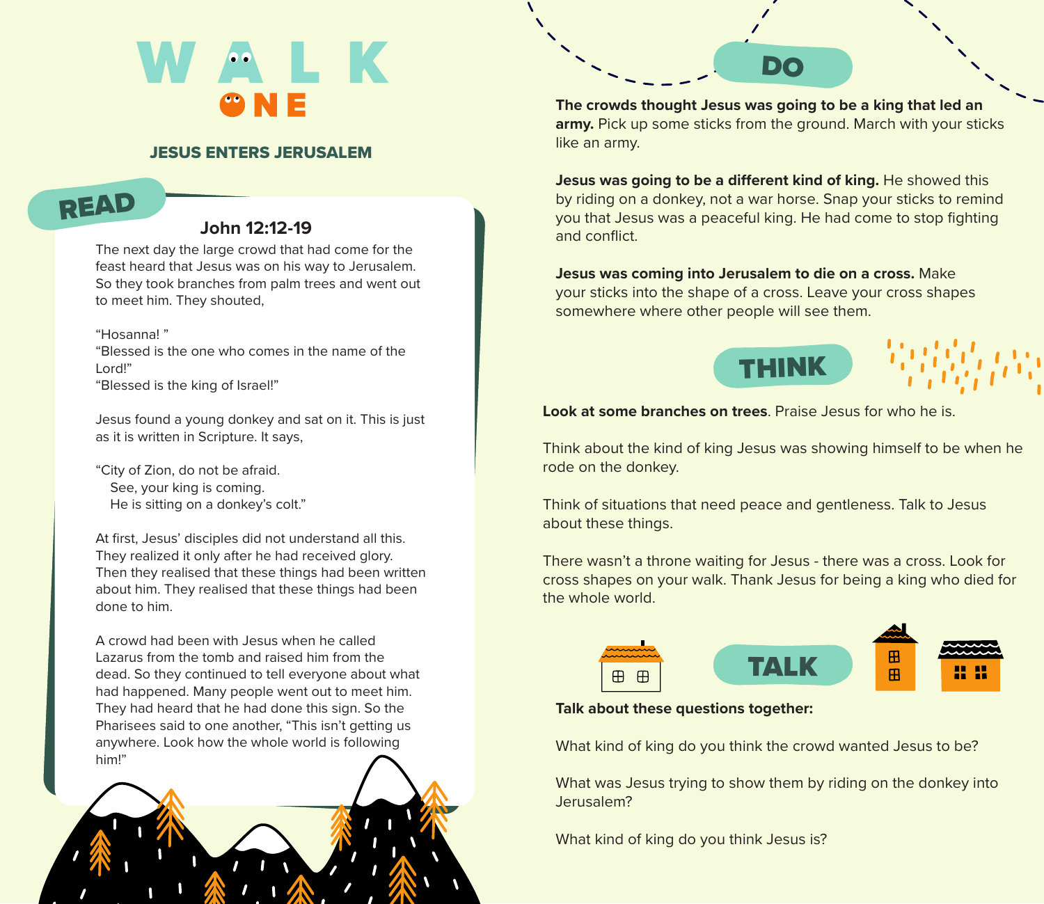# WALK ONE

## JESUS ENTERS JERUSALEM

## READ

### John 12:12-19

The next day the large crowd that had come for the feast heard that Jesus was on his way to Jerusalem. So they took branches from palm trees and went out to meet him. They shouted,

"Hosanna! "
"Blessed is the one who comes in the name of the Lord!"
"Blessed is the king of Israel!"

Jesus found a young donkey and sat on it. This is just as it is written in Scripture. It says,

"City of Zion, do not be afraid.
See, your king is coming.
He is sitting on a donkey's colt."

At first, Jesus' disciples did not understand all this. They realized it only after he had received glory. Then they realised that these things had been written about him. They realised that these things had been done to him.

A crowd had been with Jesus when he called Lazarus from the tomb and raised him from the dead. So they continued to tell everyone about what had happened. Many people went out to meet him. They had heard that he had done this sign. So the Pharisees said to one another, "This isn't getting us anywhere. Look how the whole world is following him!"

## DO

**The crowds thought Jesus was going to be a king that led an army.** Pick up some sticks from the ground. March with your sticks like an army.

**Jesus was going to be a different kind of king.** He showed this by riding on a donkey, not a war horse. Snap your sticks to remind you that Jesus was a peaceful king. He had come to stop fighting and conflict.

**Jesus was coming into Jerusalem to die on a cross.** Make your sticks into the shape of a cross. Leave your cross shapes somewhere where other people will see them.

## THINK

**Look at some branches on trees**. Praise Jesus for who he is.

Think about the kind of king Jesus was showing himself to be when he rode on the donkey.

Think of situations that need peace and gentleness. Talk to Jesus about these things.

There wasn't a throne waiting for Jesus - there was a cross. Look for cross shapes on your walk. Thank Jesus for being a king who died for the whole world.

## TALK

**Talk about these questions together:**

What kind of king do you think the crowd wanted Jesus to be?

What was Jesus trying to show them by riding on the donkey into Jerusalem?

What kind of king do you think Jesus is?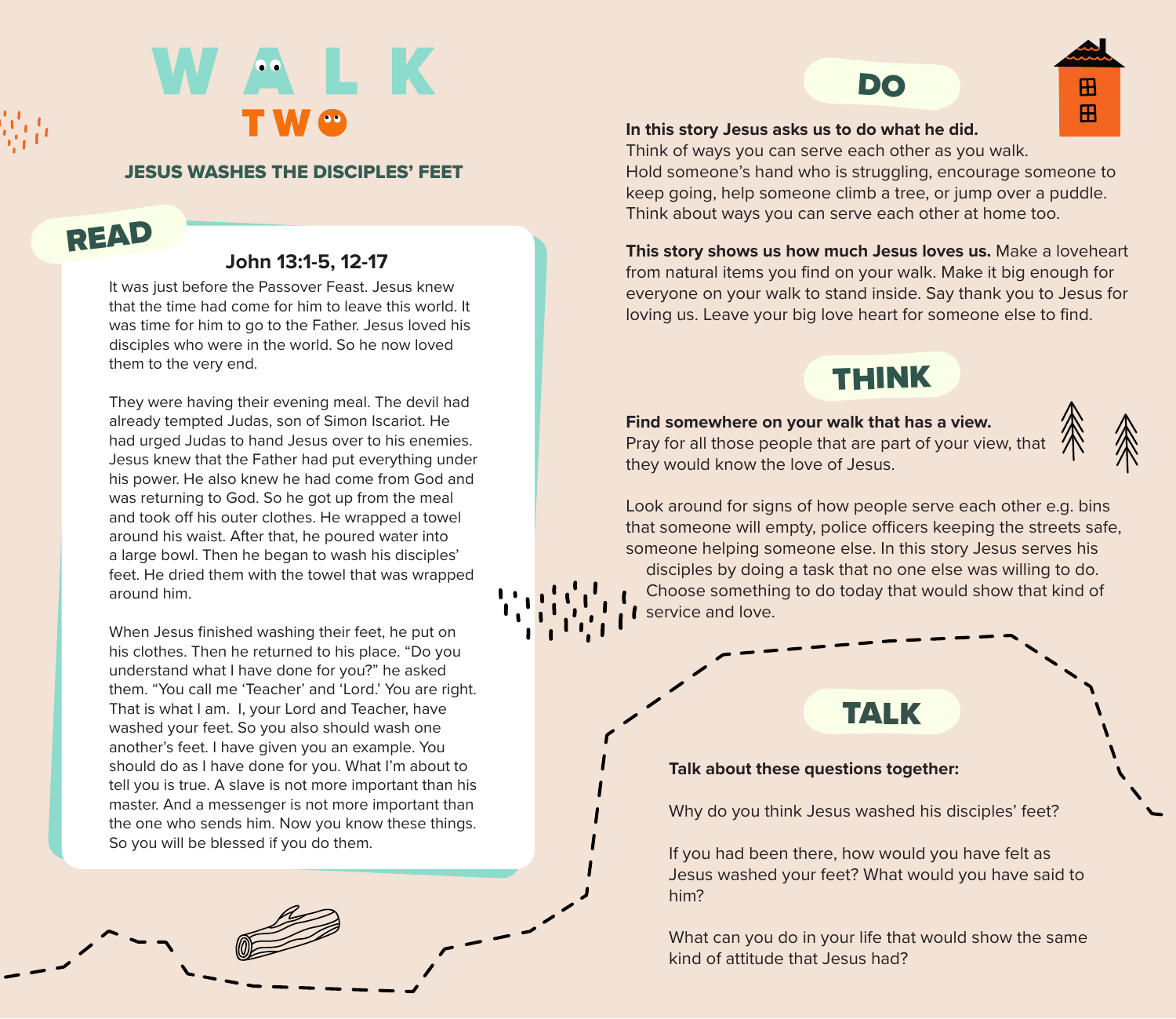# WALK TWO

## JESUS WASHES THE DISCIPLES' FEET

## READ

### John 13:1-5, 12-17

It was just before the Passover Feast. Jesus knew that the time had come for him to leave this world. It was time for him to go to the Father. Jesus loved his disciples who were in the world. So he now loved them to the very end.

They were having their evening meal. The devil had already tempted Judas, son of Simon Iscariot. He had urged Judas to hand Jesus over to his enemies. Jesus knew that the Father had put everything under his power. He also knew he had come from God and was returning to God. So he got up from the meal and took off his outer clothes. He wrapped a towel around his waist. After that, he poured water into a large bowl. Then he began to wash his disciples' feet. He dried them with the towel that was wrapped around him.

When Jesus finished washing their feet, he put on his clothes. Then he returned to his place. "Do you understand what I have done for you?" he asked them. "You call me 'Teacher' and 'Lord.' You are right. That is what I am. I, your Lord and Teacher, have washed your feet. So you also should wash one another's feet. I have given you an example. You should do as I have done for you. What I'm about to tell you is true. A slave is not more important than his master. And a messenger is not more important than the one who sends him. Now you know these things. So you will be blessed if you do them.

## DO

**In this story Jesus asks us to do what he did.** Think of ways you can serve each other as you walk. Hold someone's hand who is struggling, encourage someone to keep going, help someone climb a tree, or jump over a puddle. Think about ways you can serve each other at home too.

**This story shows us how much Jesus loves us.** Make a loveheart from natural items you find on your walk. Make it big enough for everyone on your walk to stand inside. Say thank you to Jesus for loving us. Leave your big love heart for someone else to find.

## THINK

**Find somewhere on your walk that has a view.** Pray for all those people that are part of your view, that they would know the love of Jesus.

Look around for signs of how people serve each other e.g. bins that someone will empty, police officers keeping the streets safe, someone helping someone else. In this story Jesus serves his disciples by doing a task that no one else was willing to do. Choose something to do today that would show that kind of service and love.

## TALK

**Talk about these questions together:**

Why do you think Jesus washed his disciples' feet?

If you had been there, how would you have felt as Jesus washed your feet? What would you have said to him?

What can you do in your life that would show the same kind of attitude that Jesus had?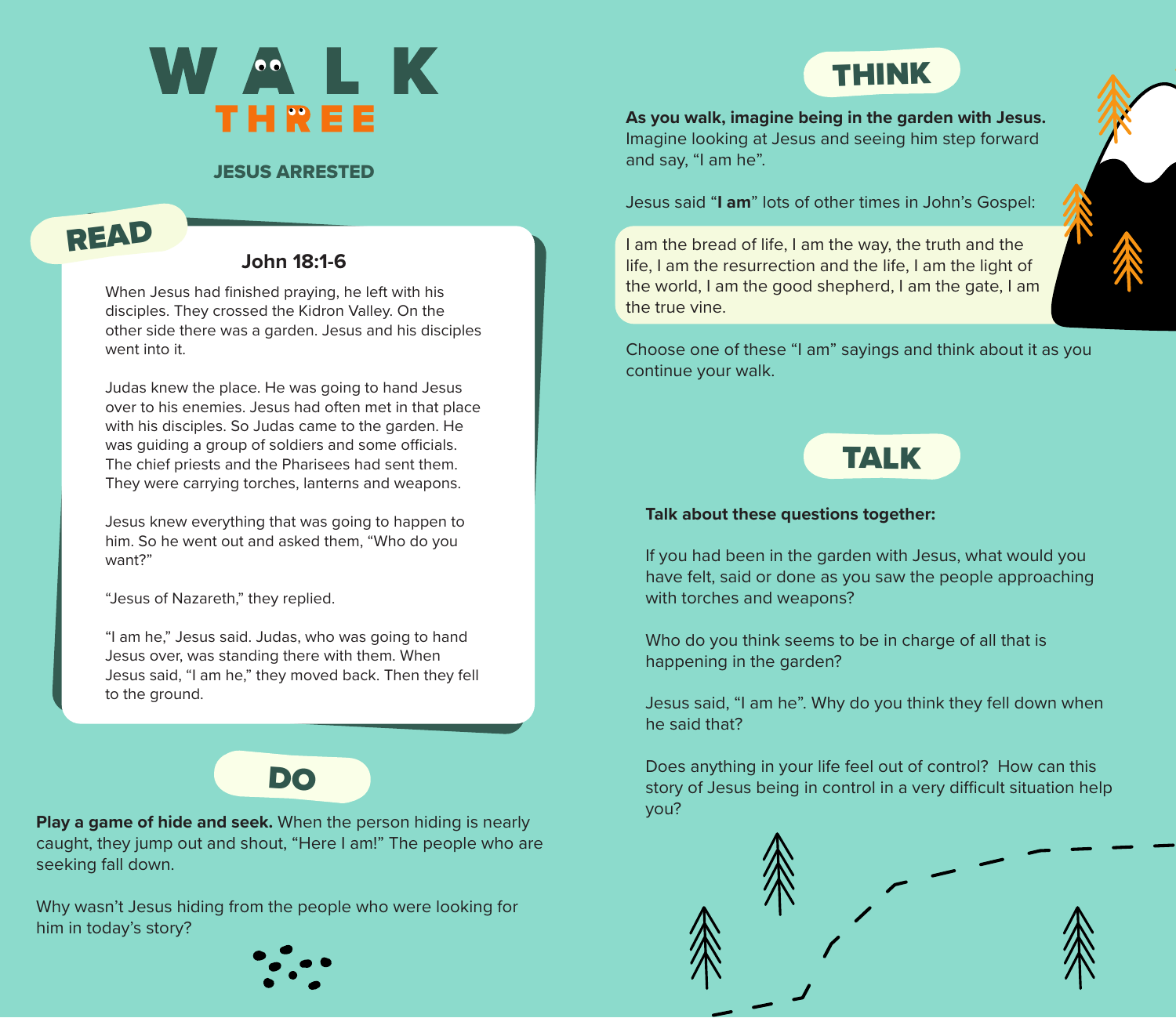# WALK THREE

## JESUS ARRESTED

## READ

### John 18:1-6

When Jesus had finished praying, he left with his disciples. They crossed the Kidron Valley. On the other side there was a garden. Jesus and his disciples went into it.

Judas knew the place. He was going to hand Jesus over to his enemies. Jesus had often met in that place with his disciples. So Judas came to the garden. He was guiding a group of soldiers and some officials. The chief priests and the Pharisees had sent them. They were carrying torches, lanterns and weapons.

Jesus knew everything that was going to happen to him. So he went out and asked them, "Who do you want?"

"Jesus of Nazareth," they replied.

"I am he," Jesus said. Judas, who was going to hand Jesus over, was standing there with them. When Jesus said, "I am he," they moved back. Then they fell to the ground.

## DO

**Play a game of hide and seek.** When the person hiding is nearly caught, they jump out and shout, "Here I am!" The people who are seeking fall down.

Why wasn't Jesus hiding from the people who were looking for him in today's story?

## THINK

**As you walk, imagine being in the garden with Jesus.** Imagine looking at Jesus and seeing him step forward and say, "I am he".

Jesus said "**I am**" lots of other times in John's Gospel:

I am the bread of life, I am the way, the truth and the life, I am the resurrection and the life, I am the light of the world, I am the good shepherd, I am the gate, I am the true vine.

Choose one of these "I am" sayings and think about it as you continue your walk.

## TALK

**Talk about these questions together:**

If you had been in the garden with Jesus, what would you have felt, said or done as you saw the people approaching with torches and weapons?

Who do you think seems to be in charge of all that is happening in the garden?

Jesus said, "I am he". Why do you think they fell down when he said that?

Does anything in your life feel out of control? How can this story of Jesus being in control in a very difficult situation help you?